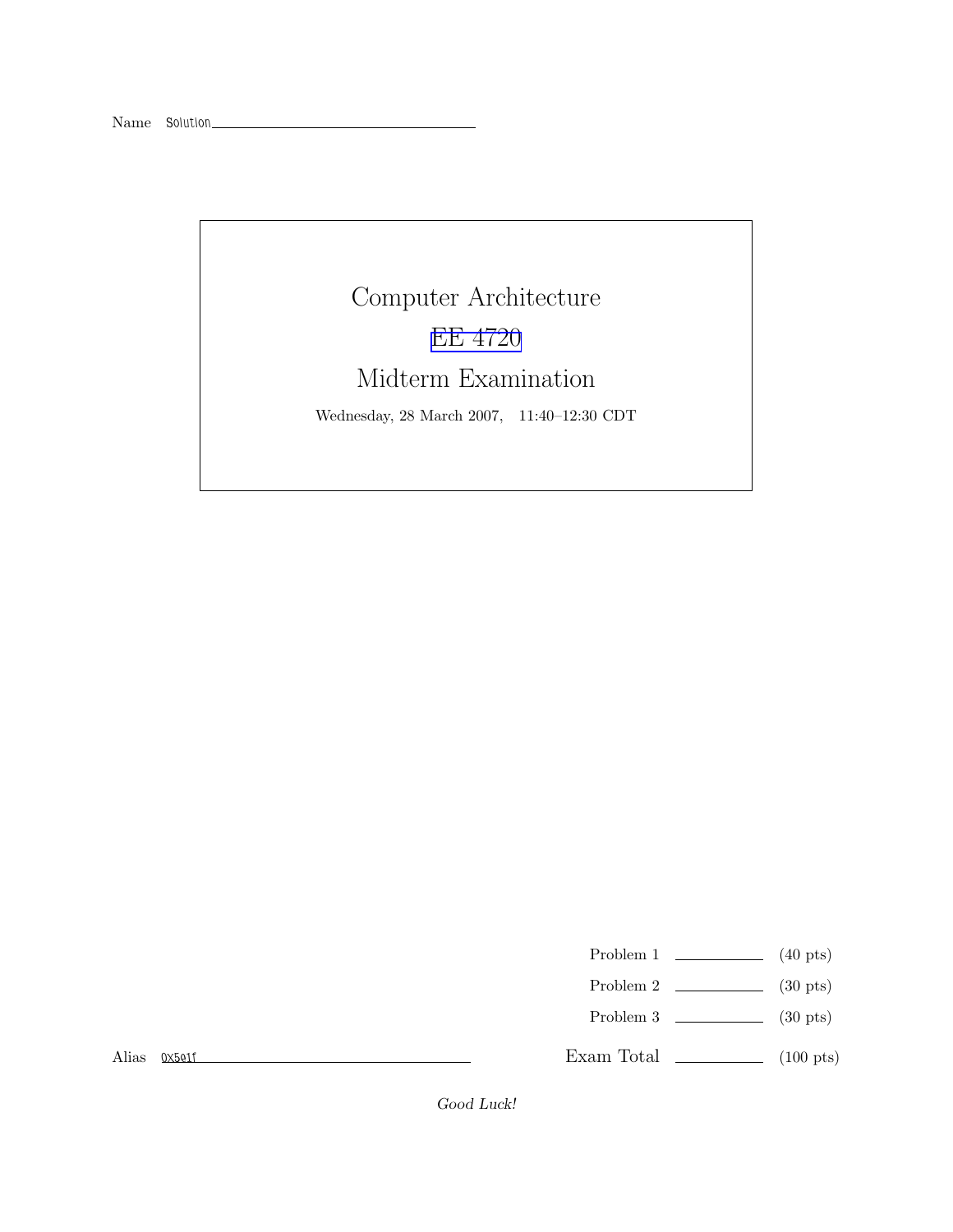Name Solution

# Computer Architecture

## EE 4720

## Midterm Examination

Wednesday, 28 March 2007, 11:40–12:30 CDT

| | | |
|---|---|---|
| Problem 1 | | (40 pts) |
| Problem 2 | | (30 pts) |
| Problem 3 | | (30 pts) |
| Exam Total | | (100 pts) |

Alias 0x5e1f

*Good Luck!*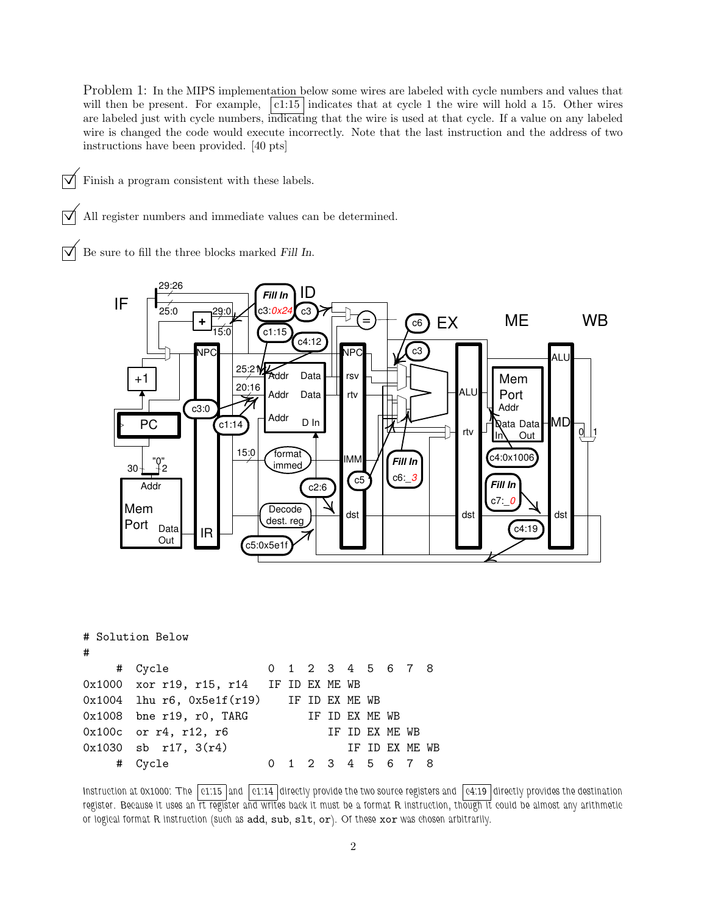Problem 1: In the MIPS implementation below some wires are labeled with cycle numbers and values that will then be present. For example, c1:15 indicates that at cycle 1 the wire will hold a 15. Other wires are labeled just with cycle numbers, indicating that the wire is used at that cycle. If a value on any labeled wire is changed the code would execute incorrectly. Note that the last instruction and the address of two instructions have been provided. [40 pts]

☑ Finish a program consistent with these labels.

☑ All register numbers and immediate values can be determined.

☑ Be sure to fill the three blocks marked *Fill In*.

```
# Solution Below
#
     #  Cycle                  0  1  2  3  4  5  6  7  8
0x1000  xor r19, r15, r14      IF ID EX ME WB
0x1004  lhu r6, 0x5e1f(r19)       IF ID EX ME WB
0x1008  bne r19, r0, TARG            IF ID EX ME WB
0x100c  or r4, r12, r6                  IF ID EX ME WB
0x1030  sb  r17, 3(r4)                     IF ID EX ME WB
     #  Cycle                  0  1  2  3  4  5  6  7  8
```

Instruction at 0x1000: The c1:15 and c1:14 directly provide the two source registers and c4:19 directly provides the destination register. Because it uses an rt register and writes back it must be a format R instruction, though it could be almost any arithmetic or logical format R instruction (such as add, sub, slt, or). Of these xor was chosen arbitrarily.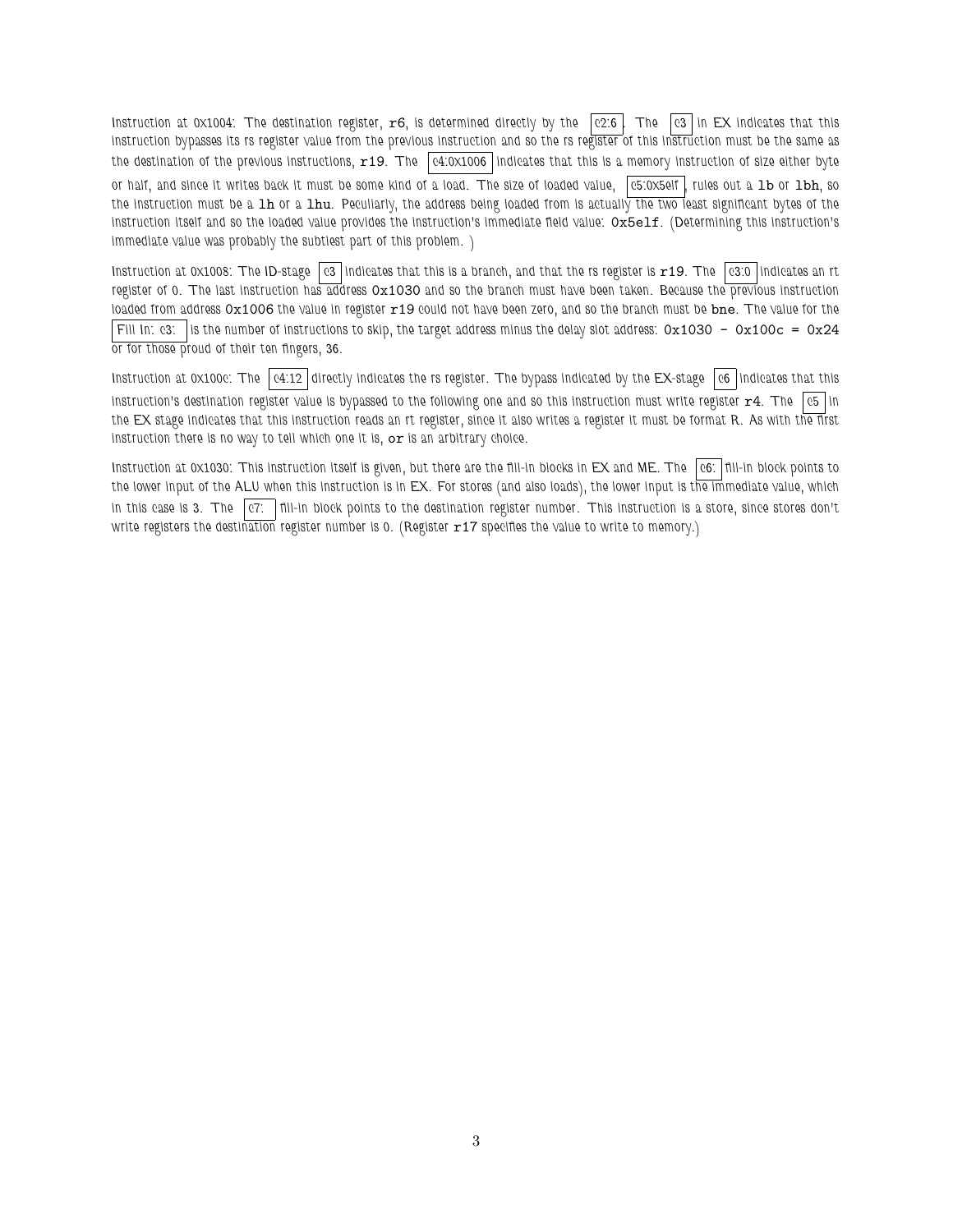Instruction at 0x1004: The destination register, `r6`, is determined directly by the c2:6. The c3 in EX indicates that this instruction bypasses its rs register value from the previous instruction and so the rs register of this instruction must be the same as the destination of the previous instructions, `r19`. The c4:0x1006 indicates that this is a memory instruction of size either byte or half, and since it writes back it must be some kind of a load. The size of loaded value, c5:0x5elf, rules out a `lb` or `lbh`, so the instruction must be a `lh` or a `lhu`. Peculiarly, the address being loaded from is actually the two least significant bytes of the instruction itself and so the loaded value provides the instruction's immediate field value: `0x5e1f`. (Determining this instruction's immediate value was probably the subtlest part of this problem. )

Instruction at 0x1008: The ID-stage c3 indicates that this is a branch, and that the rs register is `r19`. The c3:0 indicates an rt register of 0. The last instruction has address `0x1030` and so the branch must have been taken. Because the previous instruction loaded from address `0x1006` the value in register `r19` could not have been zero, and so the branch must be **bne**. The value for the Fill In: c3: is the number of instructions to skip, the target address minus the delay slot address: `0x1030 - 0x100c = 0x24` or for those proud of their ten fingers, 36.

Instruction at 0x100c: The c4:12 directly indicates the rs register. The bypass indicated by the EX-stage c6 indicates that this instruction's destination register value is bypassed to the following one and so this instruction must write register `r4`. The c5 in the EX stage indicates that this instruction reads an rt register, since it also writes a register it must be format R. As with the first instruction there is no way to tell which one it is, `or` is an arbitrary choice.

Instruction at 0x1030: This instruction itself is given, but there are the fill-in blocks in EX and ME. The c6: fill-in block points to the lower input of the ALU when this instruction is in EX. For stores (and also loads), the lower input is the immediate value, which in this case is 3. The c7: fill-in block points to the destination register number. This instruction is a store, since stores don't write registers the destination register number is 0. (Register `r17` specifies the value to write to memory.)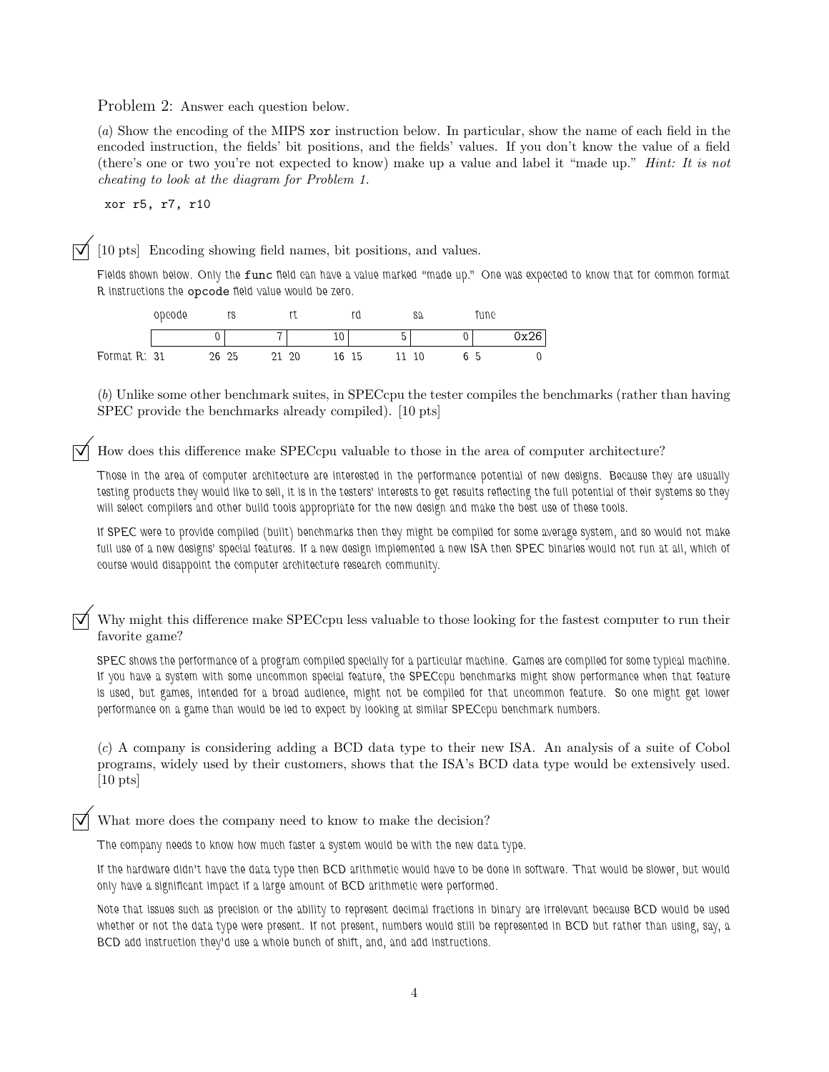Problem 2: Answer each question below.

(*a*) Show the encoding of the MIPS `xor` instruction below. In particular, show the name of each field in the encoded instruction, the fields' bit positions, and the fields' values. If you don't know the value of a field (there's one or two you're not expected to know) make up a value and label it "made up." *Hint: It is not cheating to look at the diagram for Problem 1.*

```
xor r5, r7, r10
```

☑ [10 pts] Encoding showing field names, bit positions, and values.

Fields shown below. Only the `func` field can have a value marked "made up." One was expected to know that for common format R instructions the `opcode` field value would be zero.

| | opcode | rs | rt | rd | sa | func |
|---|---|---|---|---|---|---|
| | 0 | 7 | 10 | 5 | 0 | 0x26 |
| Format R: | 31 26 | 25 21 | 20 16 | 15 11 | 10 6 | 5 0 |

(*b*) Unlike some other benchmark suites, in SPECcpu the tester compiles the benchmarks (rather than having SPEC provide the benchmarks already compiled). [10 pts]

☑ How does this difference make SPECcpu valuable to those in the area of computer architecture?

Those in the area of computer architecture are interested in the performance potential of new designs. Because they are usually testing products they would like to sell, it is in the testers' interests to get results reflecting the full potential of their systems so they will select compilers and other build tools appropriate for the new design and make the best use of these tools.

If SPEC were to provide compiled (built) benchmarks then they might be compiled for some average system, and so would not make full use of a new designs' special features. If a new design implemented a new ISA then SPEC binaries would not run at all, which of course would disappoint the computer architecture research community.

☑ Why might this difference make SPECcpu less valuable to those looking for the fastest computer to run their favorite game?

SPEC shows the performance of a program compiled specially for a particular machine. Games are compiled for some typical machine. If you have a system with some uncommon special feature, the SPECcpu benchmarks might show performance when that feature is used, but games, intended for a broad audience, might not be compiled for that uncommon feature. So one might get lower performance on a game than would be led to expect by looking at similar SPECcpu benchmark numbers.

(*c*) A company is considering adding a BCD data type to their new ISA. An analysis of a suite of Cobol programs, widely used by their customers, shows that the ISA's BCD data type would be extensively used. [10 pts]

☑ What more does the company need to know to make the decision?

The company needs to know how much faster a system would be with the new data type.

If the hardware didn't have the data type then BCD arithmetic would have to be done in software. That would be slower, but would only have a significant impact if a large amount of BCD arithmetic were performed.

Note that issues such as precision or the ability to represent decimal fractions in binary are irrelevant because BCD would be used whether or not the data type were present. If not present, numbers would still be represented in BCD but rather than using, say, a BCD add instruction they'd use a whole bunch of shift, and, and add instructions.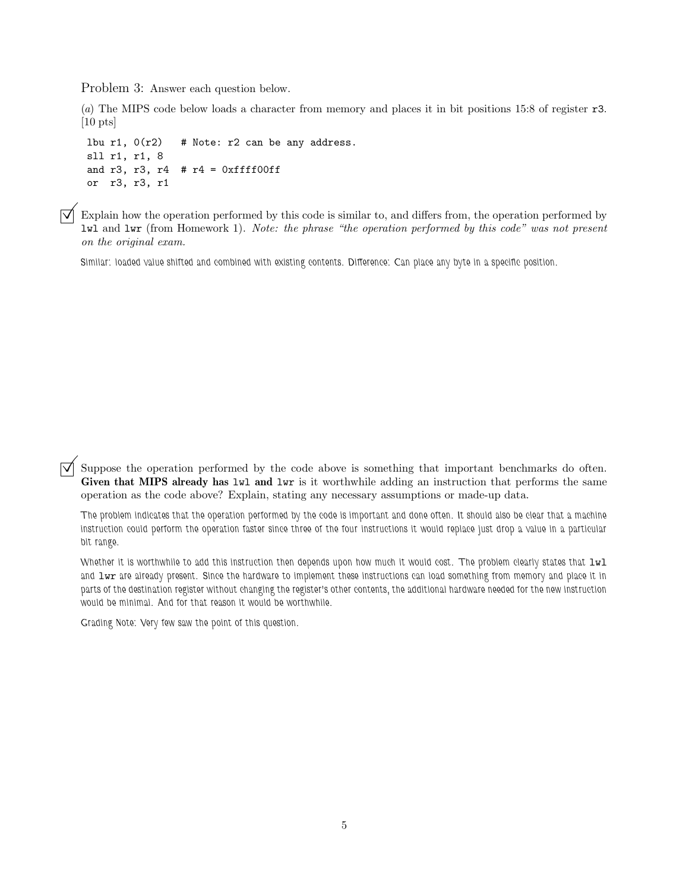Problem 3: Answer each question below.

(*a*) The MIPS code below loads a character from memory and places it in bit positions 15:8 of register `r3`. [10 pts]

```
lbu r1, 0(r2)   # Note: r2 can be any address.
sll r1, r1, 8
and r3, r3, r4  # r4 = 0xffff00ff
or  r3, r3, r1
```

☑ Explain how the operation performed by this code is similar to, and differs from, the operation performed by `lwl` and `lwr` (from Homework 1). *Note: the phrase "the operation performed by this code" was not present on the original exam.*

Similar: loaded value shifted and combined with existing contents. Difference: Can place any byte in a specific position.

☑ Suppose the operation performed by the code above is something that important benchmarks do often. **Given that MIPS already has `lwl` and `lwr`** is it worthwhile adding an instruction that performs the same operation as the code above? Explain, stating any necessary assumptions or made-up data.

The problem indicates that the operation performed by the code is important and done often. It should also be clear that a machine instruction could perform the operation faster since three of the four instructions it would replace just drop a value in a particular bit range.

Whether it is worthwhile to add this instruction then depends upon how much it would cost. The problem clearly states that `lwl` and `lwr` are already present. Since the hardware to implement these instructions can load something from memory and place it in parts of the destination register without changing the register's other contents, the additional hardware needed for the new instruction would be minimal. And for that reason it would be worthwhile.

Grading Note: Very few saw the point of this question.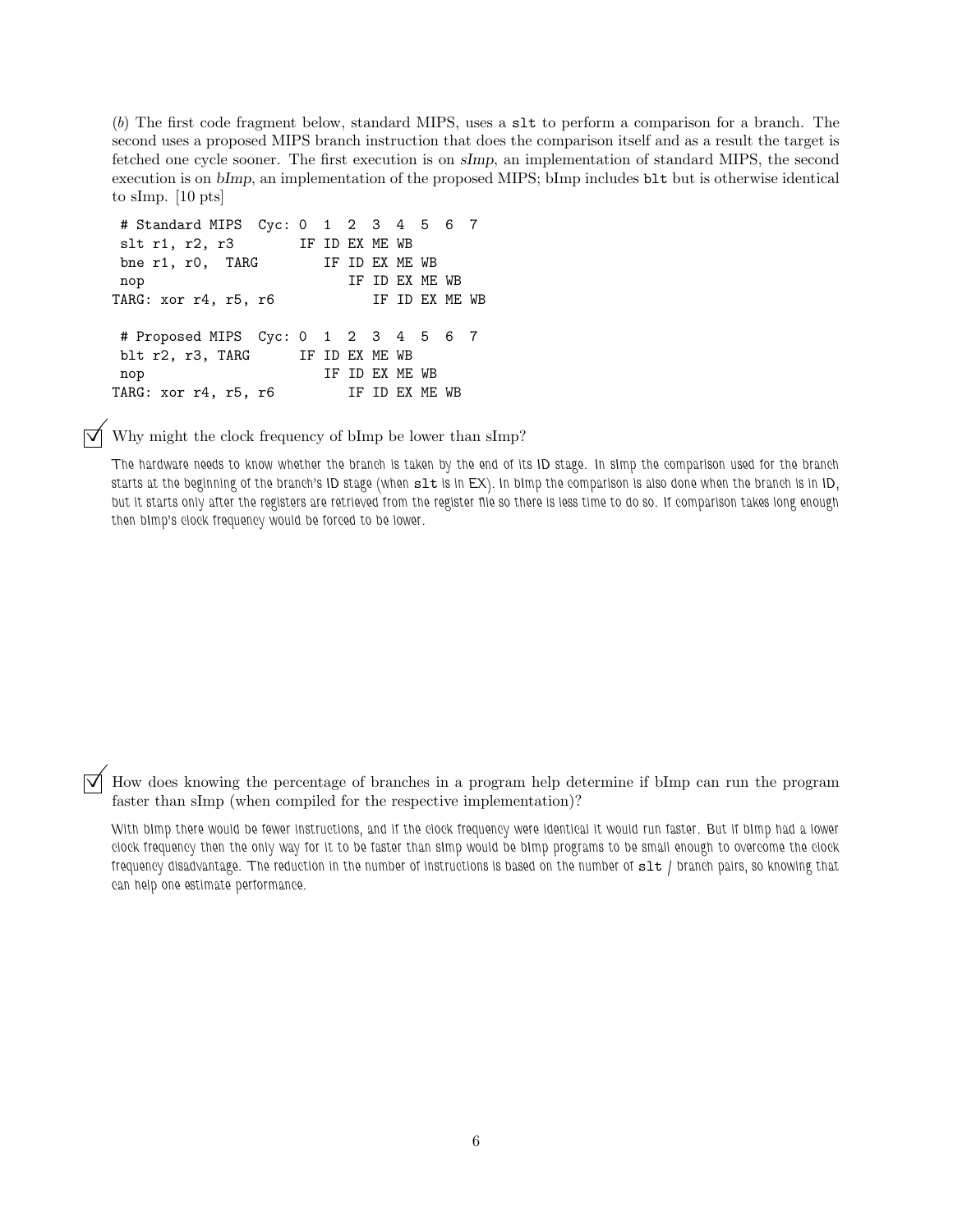(*b*) The first code fragment below, standard MIPS, uses a `slt` to perform a comparison for a branch. The second uses a proposed MIPS branch instruction that does the comparison itself and as a result the target is fetched one cycle sooner. The first execution is on *sImp*, an implementation of standard MIPS, the second execution is on *bImp*, an implementation of the proposed MIPS; bImp includes `blt` but is otherwise identical to sImp. [10 pts]

```
 # Standard MIPS  Cyc: 0  1  2  3  4  5  6  7
 slt r1, r2, r3       IF ID EX ME WB
 bne r1, r0,  TARG       IF ID EX ME WB
 nop                        IF ID EX ME WB
TARG: xor r4, r5, r6           IF ID EX ME WB

 # Proposed MIPS  Cyc: 0  1  2  3  4  5  6  7
 blt r2, r3, TARG     IF ID EX ME WB
 nop                     IF ID EX ME WB
TARG: xor r4, r5, r6        IF ID EX ME WB
```

☑ Why might the clock frequency of bImp be lower than sImp?

*The hardware needs to know whether the branch is taken by the end of its ID stage. In sImp the comparison used for the branch starts at the beginning of the branch's ID stage (when `slt` is in EX). In bImp the comparison is also done when the branch is in ID, but it starts only after the registers are retrieved from the register file so there is less time to do so. If comparison takes long enough then bImp's clock frequency would be forced to be lower.*

☑ How does knowing the percentage of branches in a program help determine if bImp can run the program faster than sImp (when compiled for the respective implementation)?

*With bImp there would be fewer instructions, and if the clock frequency were identical it would run faster. But if bImp had a lower clock frequency then the only way for it to be faster than sImp would be bImp programs to be small enough to overcome the clock frequency disadvantage. The reduction in the number of instructions is based on the number of `slt` / branch pairs, so knowing that can help one estimate performance.*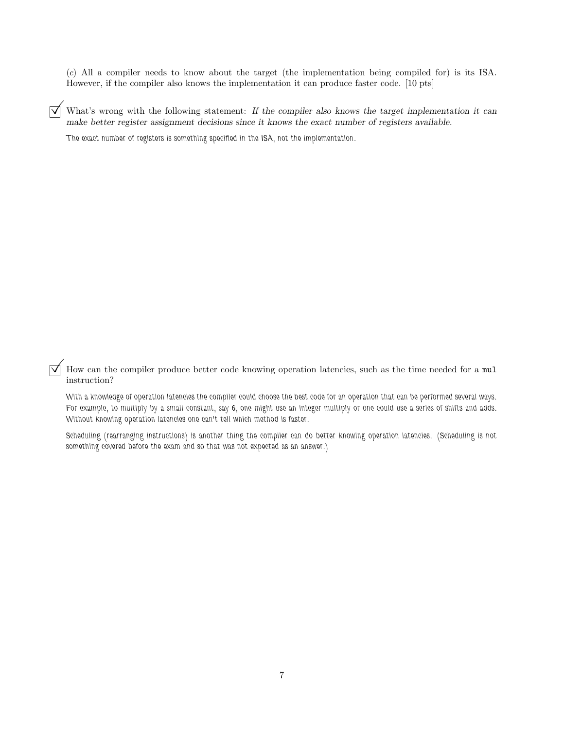(*c*) All a compiler needs to know about the target (the implementation being compiled for) is its ISA. However, if the compiler also knows the implementation it can produce faster code. [10 pts]

☑ What's wrong with the following statement: *If the compiler also knows the target implementation it can make better register assignment decisions since it knows the exact number of registers available.*

The exact number of registers is something specified in the ISA, not the implementation.

☑ How can the compiler produce better code knowing operation latencies, such as the time needed for a `mul` instruction?

With a knowledge of operation latencies the compiler could choose the best code for an operation that can be performed several ways. For example, to multiply by a small constant, say 6, one might use an integer multiply or one could use a series of shifts and adds. Without knowing operation latencies one can't tell which method is faster.

Scheduling (rearranging instructions) is another thing the compiler can do better knowing operation latencies. (Scheduling is not something covered before the exam and so that was not expected as an answer.)